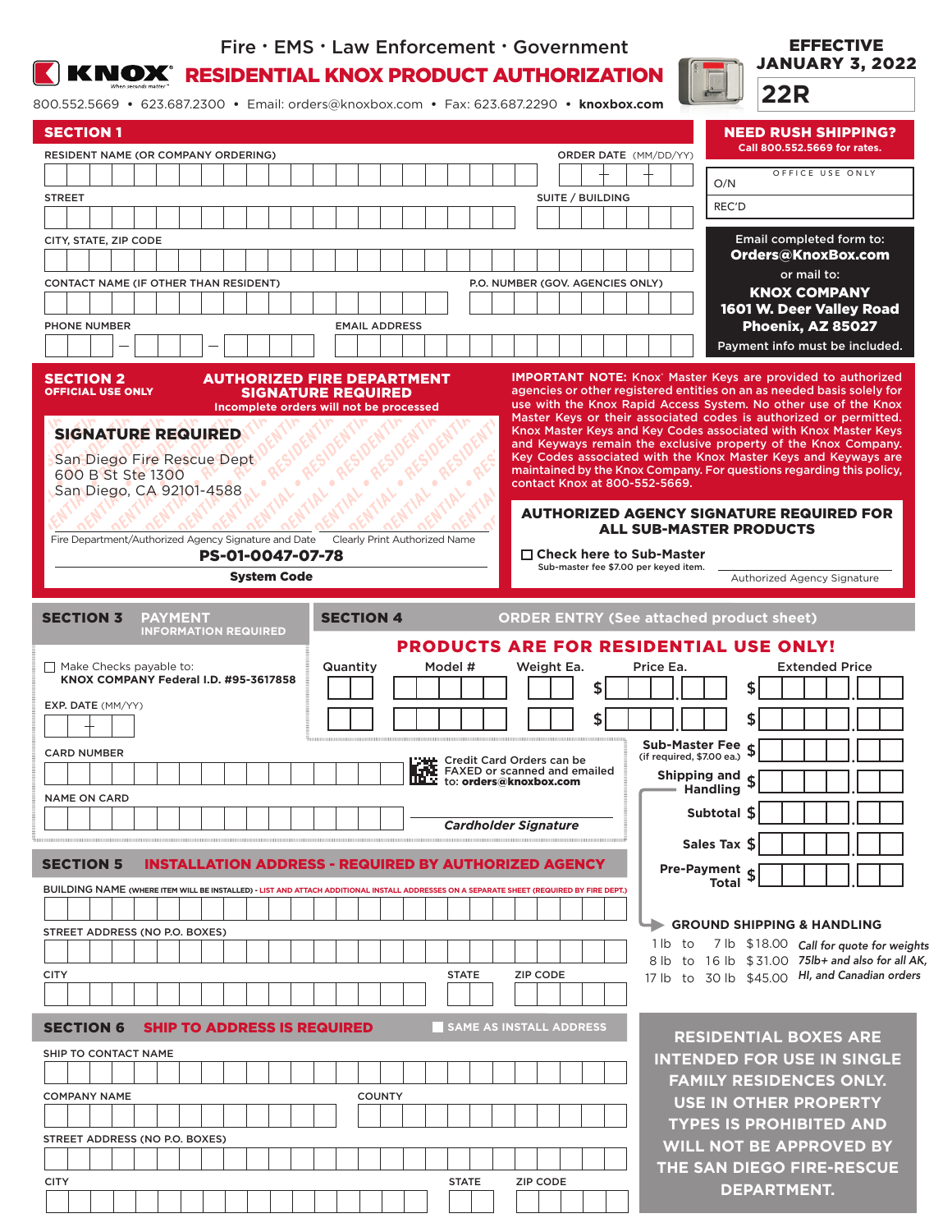# KNOX — RESIDENTIAL KNOX PRODUCT AUTHORIZATION

Fire • EMS • Law Enforcement • Government

800.552.5669 • 623.687.2300 • Email: orders@knoxbox.com • Fax: 623.687.2290 • **knoxbox.com**

**EFFECTIVE JANUARY 3, 2022**

**22R**

## SECTION 1

RESIDENT NAME (OR COMPANY ORDERING)

ORDER DATE (MM/DD/YY)

STREET

SUITE / BUILDING

CITY, STATE, ZIP CODE

CONTACT NAME (IF OTHER THAN RESIDENT)

P.O. NUMBER (GOV. AGENCIES ONLY)

PHONE NUMBER

EMAIL ADDRESS

**NEED RUSH SHIPPING?**
Call 800.552.5669 for rates.

OFFICE USE ONLY
O/N
REC'D

Email completed form to:
**Orders@KnoxBox.com**
or mail to:
**KNOX COMPANY**
**1601 W. Deer Valley Road**
**Phoenix, AZ 85027**
Payment info must be included.

## SECTION 2
OFFICIAL USE ONLY

**AUTHORIZED FIRE DEPARTMENT SIGNATURE REQUIRED**
Incomplete orders will not be processed

**SIGNATURE REQUIRED**

San Diego Fire Rescue Dept
600 B St Ste 1300
San Diego, CA 92101-4588

Fire Department/Authorized Agency Signature and Date

Clearly Print Authorized Name

**PS-01-0047-07-78**
**System Code**

**IMPORTANT NOTE:** Knox® Master Keys are provided to authorized agencies or other registered entities on an as needed basis solely for use with the Knox Rapid Access System. No other use of the Knox Master Keys or their associated codes is authorized or permitted. Knox Master Keys and Key Codes associated with Knox Master Keys and Keyways remain the exclusive property of the Knox Company. Key Codes associated with the Knox Master Keys and Keyways are maintained by the Knox Company. For questions regarding this policy, contact Knox at 800-552-5669.

**AUTHORIZED AGENCY SIGNATURE REQUIRED FOR ALL SUB-MASTER PRODUCTS**

☐ **Check here to Sub-Master**
Sub-master fee $7.00 per keyed item.

Authorized Agency Signature

## SECTION 3 PAYMENT
INFORMATION REQUIRED

☐ Make Checks payable to:
**KNOX COMPANY Federal I.D. #95-3617858**

EXP. DATE (MM/YY)

CARD NUMBER

NAME ON CARD

Credit Card Orders can be FAXED or scanned and emailed to: **orders@knoxbox.com**

*Cardholder Signature*

## SECTION 4 ORDER ENTRY (See attached product sheet)

**PRODUCTS ARE FOR RESIDENTIAL USE ONLY!**

| Quantity | Model # | Weight Ea. | Price Ea. | Extended Price |
|---|---|---|---|---|
| | | | $ | $ |
| | | | $ | $ |

Sub-Master Fee (if required, $7.00 ea.) $

Shipping and Handling $

Subtotal $

Sales Tax $

Pre-Payment Total $

**GROUND SHIPPING & HANDLING**

| | | |
|---|---|---|
| 1 lb to 7 lb | $18.00 | *Call for quote for weights 75lb+ and also for all AK, HI, and Canadian orders* |
| 8 lb to 16 lb | $31.00 | |
| 17 lb to 30 lb | $45.00 | |

## SECTION 5 INSTALLATION ADDRESS - REQUIRED BY AUTHORIZED AGENCY

BUILDING NAME (WHERE ITEM WILL BE INSTALLED) - LIST AND ATTACH ADDITIONAL INSTALL ADDRESSES ON A SEPARATE SHEET (REQUIRED BY FIRE DEPT.)

STREET ADDRESS (NO P.O. BOXES)

CITY | STATE | ZIP CODE

## SECTION 6 SHIP TO ADDRESS IS REQUIRED

☐ SAME AS INSTALL ADDRESS

SHIP TO CONTACT NAME

COMPANY NAME | COUNTY

STREET ADDRESS (NO P.O. BOXES)

CITY | STATE | ZIP CODE

**RESIDENTIAL BOXES ARE INTENDED FOR USE IN SINGLE FAMILY RESIDENCES ONLY. USE IN OTHER PROPERTY TYPES IS PROHIBITED AND WILL NOT BE APPROVED BY THE SAN DIEGO FIRE-RESCUE DEPARTMENT.**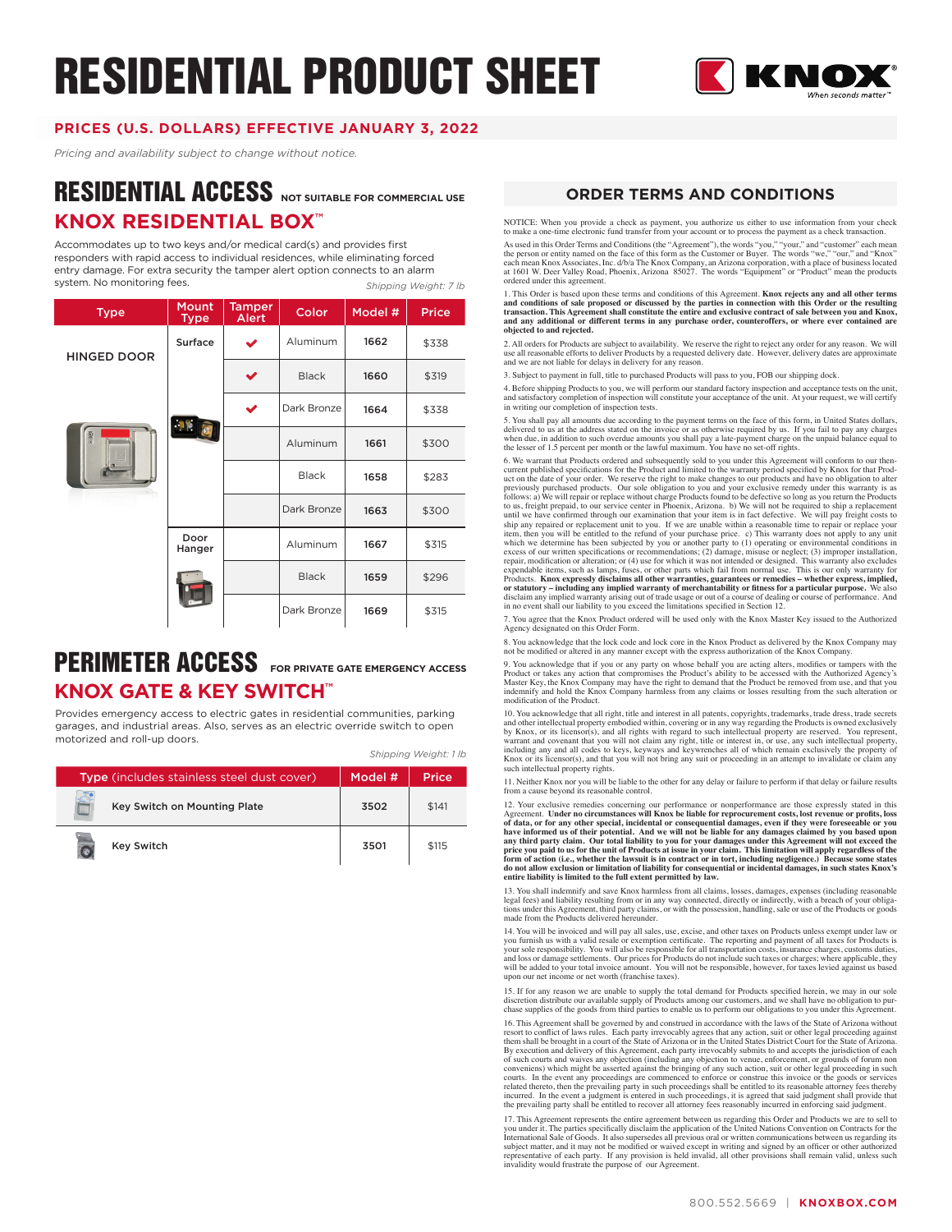# RESIDENTIAL PRODUCT SHEET

**PRICES (U.S. DOLLARS) EFFECTIVE JANUARY 3, 2022**

*Pricing and availability subject to change without notice.*

## RESIDENTIAL ACCESS NOT SUITABLE FOR COMMERCIAL USE

### KNOX RESIDENTIAL BOX™

Accommodates up to two keys and/or medical card(s) and provides first responders with rapid access to individual residences, while eliminating forced entry damage. For extra security the tamper alert option connects to an alarm system. No monitoring fees.

*Shipping Weight: 7 lb*

| Type | Mount Type | Tamper Alert | Color | Model # | Price |
|---|---|---|---|---|---|
| HINGED DOOR | Surface | ✔ | Aluminum | 1662 | $338 |
| | | ✔ | Black | 1660 | $319 |
| | | ✔ | Dark Bronze | 1664 | $338 |
| | | | Aluminum | 1661 | $300 |
| | | | Black | 1658 | $283 |
| | | | Dark Bronze | 1663 | $300 |
| | Door Hanger | | Aluminum | 1667 | $315 |
| | | | Black | 1659 | $296 |
| | | | Dark Bronze | 1669 | $315 |

## PERIMETER ACCESS FOR PRIVATE GATE EMERGENCY ACCESS

### KNOX GATE & KEY SWITCH™

Provides emergency access to electric gates in residential communities, parking garages, and industrial areas. Also, serves as an electric override switch to open motorized and roll-up doors.

*Shipping Weight: 1 lb*

| Type (includes stainless steel dust cover) | Model # | Price |
|---|---|---|
| Key Switch on Mounting Plate | 3502 | $141 |
| Key Switch | 3501 | $115 |

## ORDER TERMS AND CONDITIONS

NOTICE: When you provide a check as payment, you authorize us either to use information from your check to make a one-time electronic fund transfer from your account or to process the payment as a check transaction.

As used in this Order Terms and Conditions (the "Agreement"), the words "you," "your," and "customer" each mean the person or entity named on the face of this form as the Customer or Buyer. The words "we," "our," and "Knox" each mean Knox Associates, Inc. d/b/a The Knox Company, an Arizona corporation, with a place of business located at 1601 W. Deer Valley Road, Phoenix, Arizona 85027. The words "Equipment" or "Product" mean the products ordered under this agreement.

1. This Order is based upon these terms and conditions of this Agreement. **Knox rejects any and all other terms and conditions of sale proposed or discussed by the parties in connection with this Order or the resulting transaction. This Agreement shall constitute the entire and exclusive contract of sale between you and Knox, and any additional or different terms in any purchase order, counteroffers, or where ever contained are objected to and rejected.**

2. All orders for Products are subject to availability. We reserve the right to reject any order for any reason. We will use all reasonable efforts to deliver Products by a requested delivery date. However, delivery dates are approximate and we are not liable for delays in delivery for any reason.

3. Subject to payment in full, title to purchased Products will pass to you, FOB our shipping dock.

4. Before shipping Products to you, we will perform our standard factory inspection and acceptance tests on the unit, and satisfactory completion of inspection will constitute your acceptance of the unit. At your request, we will certify in writing our completion of inspection tests.

5. You shall pay all amounts due according to the payment terms on the face of this form, in United States dollars, delivered to us at the address stated on the invoice or as otherwise required by us. If you fail to pay any charges when due, in addition to such overdue amounts you shall pay a late-payment charge on the unpaid balance equal to the lesser of 1.5 percent per month or the lawful maximum. You have no set-off rights.

6. We warrant that Products ordered and subsequently sold to you under this Agreement will conform to our then-current published specifications for the Product and limited to the warranty period specified by Knox for that Product on the date of your order. We reserve the right to make changes to our products and have no obligation to alter previously purchased products. Our sole obligation to you and your exclusive remedy under this warranty is as follows: a) We will repair or replace without charge Products found to be defective so long as you return the Products to us, freight prepaid, to our service center in Phoenix, Arizona. b) We will not be required to ship a replacement until we have confirmed through our examination that your item is in fact defective. We will pay freight costs to ship any repaired or replacement unit to you. If we are unable within a reasonable time to repair or replace your item, then you will be entitled to the refund of your purchase price. c) This warranty does not apply to any unit which we determine has been subjected by you or another party to (1) operating or environmental conditions in excess of our written specifications or recommendations; (2) damage, misuse or neglect; (3) improper installation, repair, modification or alteration; or (4) use for which it was not intended or designed. This warranty also excludes expendable items, such as lamps, fuses, or other parts which fail from normal use. This is our only warranty for Products. **Knox expressly disclaims all other warranties, guarantees or remedies – whether express, implied, or statutory – including any implied warranty of merchantability or fitness for a particular purpose.** We also disclaim any implied warranty arising out of trade usage or out of a course of dealing or course of performance. And in no event shall our liability to you exceed the limitations specified in Section 12.

7. You agree that the Knox Product ordered will be used only with the Knox Master Key issued to the Authorized Agency designated on this Order Form.

8. You acknowledge that the lock code and lock core in the Knox Product as delivered by the Knox Company may not be modified or altered in any manner except with the express authorization of the Knox Company.

9. You acknowledge that if you or any party on whose behalf you are acting alters, modifies or tampers with the Product or takes any action that compromises the Product's ability to be accessed with the Authorized Agency's Master Key, the Knox Company may have the right to demand that the Product be removed from use, and that you indemnify and hold the Knox Company harmless from any claims or losses resulting from the such alteration or modification of the Product.

10. You acknowledge that all right, title and interest in all patents, copyrights, trademarks, trade dress, trade secrets and other intellectual property embodied within, covering or in any way regarding the Products is owned exclusively by Knox, or its licensor(s), and all rights with regard to such intellectual property are reserved. You represent, warrant and covenant that you will not claim any right, title or interest in, or use, any such intellectual property, including any and all codes to keys, keyways and keywrenches all of which remain exclusively the property of Knox or its licensor(s), and that you will not bring any suit or proceeding in an attempt to invalidate or claim any such intellectual property rights.

11. Neither Knox nor you will be liable to the other for any delay or failure to perform if that delay or failure results from a cause beyond its reasonable control.

12. Your exclusive remedies concerning our performance or nonperformance are those expressly stated in this Agreement. **Under no circumstances will Knox be liable for reprocurement costs, lost revenue or profits, loss of data, or for any other special, incidental or consequential damages, even if they were foreseeable or you have informed us of their potential. And we will not be liable for any damages claimed by you based upon any third party claim. Our total liability to you for your damages under this Agreement will not exceed the price you paid to us for the unit of Products at issue in your claim. This limitation will apply regardless of the form of action (i.e., whether the lawsuit is in contract or in tort, including negligence.) Because some states do not allow exclusion or limitation of liability for consequential or incidental damages, in such states Knox's entire liability is limited to the full extent permitted by law.**

13. You shall indemnify and save Knox harmless from all claims, losses, damages, expenses (including reasonable legal fees) and liability resulting from or in any way connected, directly or indirectly, with a breach of your obligations under this Agreement, third party claims, or with the possession, handling, sale or use of the Products or goods made from the Products delivered hereunder.

14. You will be invoiced and will pay all sales, use, excise, and other taxes on Products unless exempt under law or you furnish us with a valid resale or exemption certificate. The reporting and payment of all taxes for Products is your sole responsibility. You will also be responsible for all transportation costs, insurance charges, customs duties, and loss or damage settlements. Our prices for Products do not include such taxes or charges; where applicable, they will be added to your total invoice amount. You will not be responsible, however, for taxes levied against us based upon our net income or net worth (franchise taxes).

15. If for any reason we are unable to supply the total demand for Products specified herein, we may in our sole discretion distribute our available supply of Products among our customers, and we shall have no obligation to purchase supplies of the goods from third parties to enable us to perform our obligations to you under this Agreement.

16. This Agreement shall be governed by and construed in accordance with the laws of the State of Arizona without resort to conflict of laws rules. Each party irrevocably agrees that any action, suit or other legal proceeding against them shall be brought in a court of the State of Arizona or in the United States District Court for the State of Arizona. By execution and delivery of this Agreement, each party irrevocably submits to and accepts the jurisdiction of each of such courts and waives any objection (including any objection to venue, enforcement, or grounds of forum non conveniens) which might be asserted against the bringing of any such action, suit or other legal proceeding in such courts. In the event any proceedings are commenced to enforce or construe this invoice or the goods or services related thereto, then the prevailing party in such proceedings shall be entitled to its reasonable attorney fees thereby incurred. In the event a judgment is entered in such proceedings, it is agreed that said judgment shall provide that the prevailing party shall be entitled to recover all attorney fees reasonably incurred in enforcing said judgment.

17. This Agreement represents the entire agreement between us regarding this Order and Products we are to sell to you under it. The parties specifically disclaim the application of the United Nations Convention on Contracts for the International Sale of Goods. It also supersedes all previous oral or written communications between us regarding its subject matter, and it may not be modified or waived except in writing and signed by an officer or other authorized representative of each party. If any provision is held invalid, all other provisions shall remain valid, unless such invalidity would frustrate the purpose of our Agreement.

800.552.5669 | **KNOXBOX.COM**